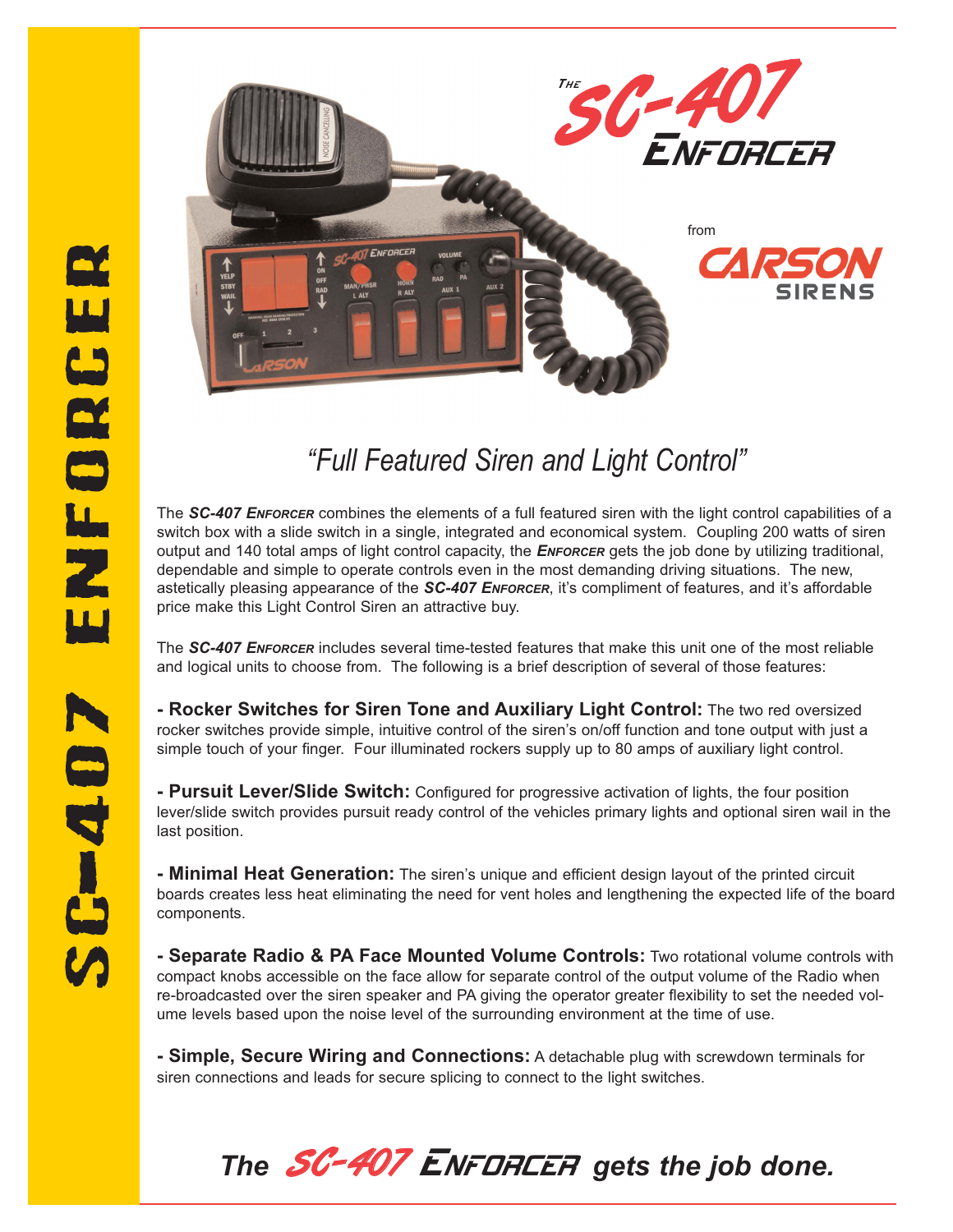# *The SC-407 Enforcer*

from **CARSON SIRENS**

## *"Full Featured Siren and Light Control"*

The ***SC-407 Enforcer*** combines the elements of a full featured siren with the light control capabilities of a switch box with a slide switch in a single, integrated and economical system. Coupling 200 watts of siren output and 140 total amps of light control capacity, the ***Enforcer*** gets the job done by utilizing traditional, dependable and simple to operate controls even in the most demanding driving situations. The new, astetically pleasing appearance of the ***SC-407 Enforcer***, it's compliment of features, and it's affordable price make this Light Control Siren an attractive buy.

The ***SC-407 Enforcer*** includes several time-tested features that make this unit one of the most reliable and logical units to choose from. The following is a brief description of several of those features:

**- Rocker Switches for Siren Tone and Auxiliary Light Control:** The two red oversized rocker switches provide simple, intuitive control of the siren's on/off function and tone output with just a simple touch of your finger. Four illuminated rockers supply up to 80 amps of auxiliary light control.

**- Pursuit Lever/Slide Switch:** Configured for progressive activation of lights, the four position lever/slide switch provides pursuit ready control of the vehicles primary lights and optional siren wail in the last position.

**- Minimal Heat Generation:** The siren's unique and efficient design layout of the printed circuit boards creates less heat eliminating the need for vent holes and lengthening the expected life of the board components.

**- Separate Radio & PA Face Mounted Volume Controls:** Two rotational volume controls with compact knobs accessible on the face allow for separate control of the output volume of the Radio when re-broadcasted over the siren speaker and PA giving the operator greater flexibility to set the needed volume levels based upon the noise level of the surrounding environment at the time of use.

**- Simple, Secure Wiring and Connections:** A detachable plug with screwdown terminals for siren connections and leads for secure splicing to connect to the light switches.

***The SC-407 Enforcer gets the job done.***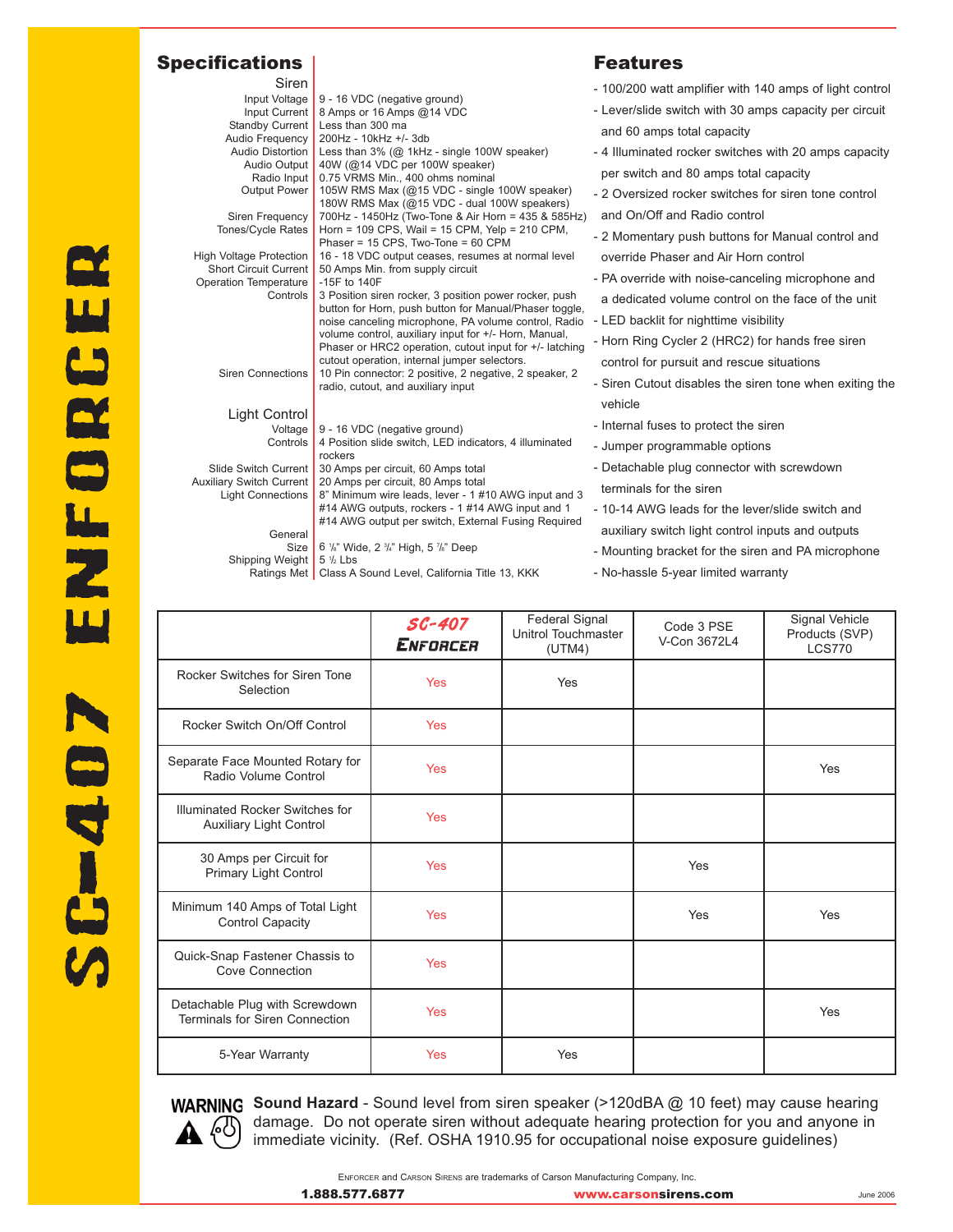# SC-407 ENFORCER

## Specifications

### Siren

| | |
|---|---|
| Input Voltage | 9 - 16 VDC (negative ground) |
| Input Current | 8 Amps or 16 Amps @14 VDC |
| Standby Current | Less than 300 ma |
| Audio Frequency | 200Hz - 10kHz +/- 3db |
| Audio Distortion | Less than 3% (@ 1kHz - single 100W speaker) |
| Audio Output | 40W (@14 VDC per 100W speaker) |
| Radio Input | 0.75 VRMS Min., 400 ohms nominal |
| Output Power | 105W RMS Max (@15 VDC - single 100W speaker) 180W RMS Max (@15 VDC - dual 100W speakers) |
| Siren Frequency | 700Hz - 1450Hz (Two-Tone & Air Horn = 435 & 585Hz) |
| Tones/Cycle Rates | Horn = 109 CPS, Wail = 15 CPM, Yelp = 210 CPM, Phaser = 15 CPS, Two-Tone = 60 CPM |
| High Voltage Protection | 16 - 18 VDC output ceases, resumes at normal level |
| Short Circuit Current | 50 Amps Min. from supply circuit |
| Operation Temperature | -15F to 140F |
| Controls | 3 Position siren rocker, 3 position power rocker, push button for Horn, push button for Manual/Phaser toggle, noise canceling microphone, PA volume control, Radio volume control, auxiliary input for +/- Horn, Manual, Phaser or HRC2 operation, cutout input for +/- latching cutout operation, internal jumper selectors. |
| Siren Connections | 10 Pin connector: 2 positive, 2 negative, 2 speaker, 2 radio, cutout, and auxiliary input |

### Light Control

| | |
|---|---|
| Voltage | 9 - 16 VDC (negative ground) |
| Controls | 4 Position slide switch, LED indicators, 4 illuminated rockers |
| Slide Switch Current | 30 Amps per circuit, 60 Amps total |
| Auxiliary Switch Current | 20 Amps per circuit, 80 Amps total |
| Light Connections | 8" Minimum wire leads, lever - 1 #10 AWG input and 3 #14 AWG outputs, rockers - 1 #14 AWG input and 1 #14 AWG output per switch, External Fusing Required |

### General

| | |
|---|---|
| Size | 6 ⅞" Wide, 2 ¾" High, 5 ⅞" Deep |
| Shipping Weight | 5 ½ Lbs |
| Ratings Met | Class A Sound Level, California Title 13, KKK |

## Features

- 100/200 watt amplifier with 140 amps of light control
- Lever/slide switch with 30 amps capacity per circuit and 60 amps total capacity
- 4 Illuminated rocker switches with 20 amps capacity per switch and 80 amps total capacity
- 2 Oversized rocker switches for siren tone control and On/Off and Radio control
- 2 Momentary push buttons for Manual control and override Phaser and Air Horn control
- PA override with noise-canceling microphone and a dedicated volume control on the face of the unit
- LED backlit for nighttime visibility
- Horn Ring Cycler 2 (HRC2) for hands free siren control for pursuit and rescue situations
- Siren Cutout disables the siren tone when exiting the vehicle
- Internal fuses to protect the siren
- Jumper programmable options
- Detachable plug connector with screwdown terminals for the siren
- 10-14 AWG leads for the lever/slide switch and auxiliary switch light control inputs and outputs
- Mounting bracket for the siren and PA microphone
- No-hassle 5-year limited warranty

| | SC-407 Enforcer | Federal Signal Unitrol Touchmaster (UTM4) | Code 3 PSE V-Con 3672L4 | Signal Vehicle Products (SVP) LCS770 |
|---|---|---|---|---|
| Rocker Switches for Siren Tone Selection | Yes | Yes | | |
| Rocker Switch On/Off Control | Yes | | | |
| Separate Face Mounted Rotary for Radio Volume Control | Yes | | | Yes |
| Illuminated Rocker Switches for Auxiliary Light Control | Yes | | | |
| 30 Amps per Circuit for Primary Light Control | Yes | | Yes | |
| Minimum 140 Amps of Total Light Control Capacity | Yes | | Yes | Yes |
| Quick-Snap Fastener Chassis to Cove Connection | Yes | | | |
| Detachable Plug with Screwdown Terminals for Siren Connection | Yes | | | Yes |
| 5-Year Warranty | Yes | Yes | | |

**WARNING** **Sound Hazard** - Sound level from siren speaker (>120dBA @ 10 feet) may cause hearing damage. Do not operate siren without adequate hearing protection for you and anyone in immediate vicinity. (Ref. OSHA 1910.95 for occupational noise exposure guidelines)

Enforcer and Carson Sirens are trademarks of Carson Manufacturing Company, Inc.

**1.888.577.6877** **www.carsonsirens.com** June 2006